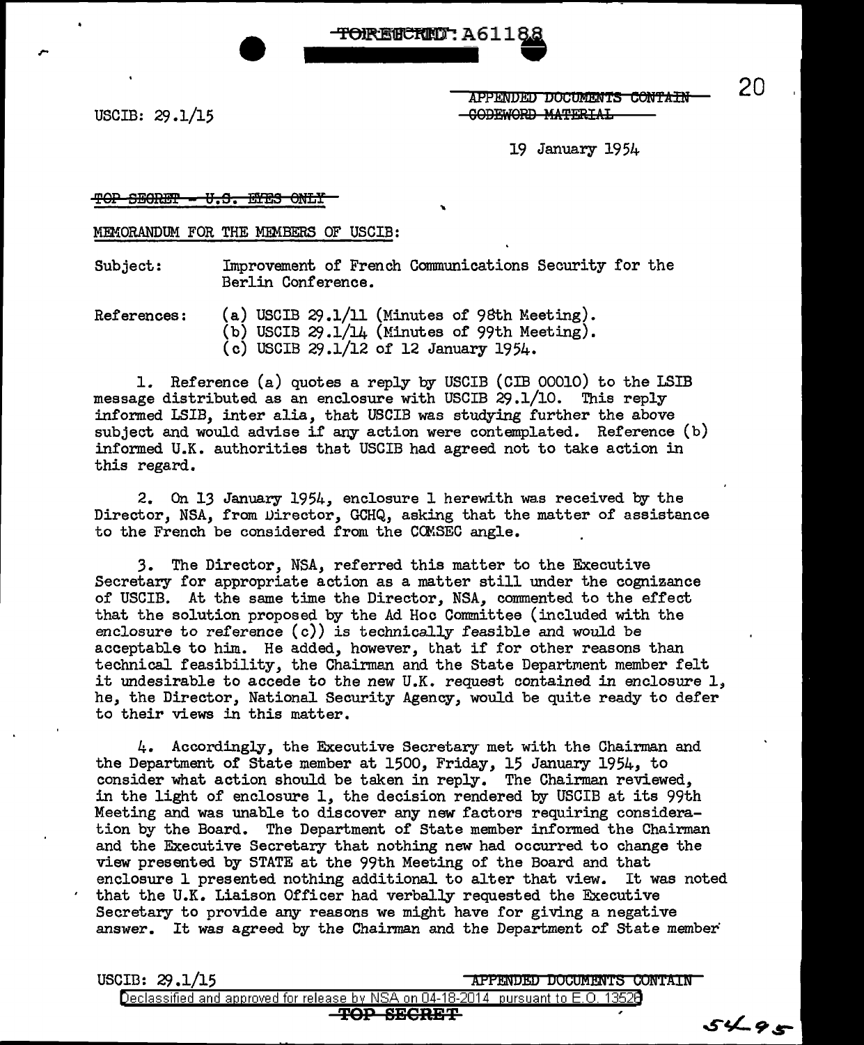TOP SECRET: A61188

USCIB: 29.1/15

~~APPENDED DOCUMENTS CONTAIN CODEWORD MATERIAL~~

19 January 1954

~~TOP SECRET - U.S. EYES ONLY~~

MEMORANDUM FOR THE MEMBERS OF USCIB:

Subject: Improvement of French Communications Security for the Berlin Conference.

References: (a) USCIB 29.1/11 (Minutes of 98th Meeting).
(b) USCIB 29.1/14 (Minutes of 99th Meeting).
(c) USCIB 29.1/12 of 12 January 1954.

1. Reference (a) quotes a reply by USCIB (CIB 00010) to the LSIB message distributed as an enclosure with USCIB 29.1/10. This reply informed LSIB, inter alia, that USCIB was studying further the above subject and would advise if any action were contemplated. Reference (b) informed U.K. authorities that USCIB had agreed not to take action in this regard.

2. On 13 January 1954, enclosure 1 herewith was received by the Director, NSA, from Director, GCHQ, asking that the matter of assistance to the French be considered from the COMSEC angle.

3. The Director, NSA, referred this matter to the Executive Secretary for appropriate action as a matter still under the cognizance of USCIB. At the same time the Director, NSA, commented to the effect that the solution proposed by the Ad Hoc Committee (included with the enclosure to reference (c)) is technically feasible and would be acceptable to him. He added, however, that if for other reasons than technical feasibility, the Chairman and the State Department member felt it undesirable to accede to the new U.K. request contained in enclosure 1, he, the Director, National Security Agency, would be quite ready to defer to their views in this matter.

4. Accordingly, the Executive Secretary met with the Chairman and the Department of State member at 1500, Friday, 15 January 1954, to consider what action should be taken in reply. The Chairman reviewed, in the light of enclosure 1, the decision rendered by USCIB at its 99th Meeting and was unable to discover any new factors requiring consideration by the Board. The Department of State member informed the Chairman and the Executive Secretary that nothing new had occurred to change the view presented by STATE at the 99th Meeting of the Board and that enclosure 1 presented nothing additional to alter that view. It was noted that the U.K. Liaison Officer had verbally requested the Executive Secretary to provide any reasons we might have for giving a negative answer. It was agreed by the Chairman and the Department of State member

USCIB: 29.1/15 APPENDED DOCUMENTS CONTAIN

Declassified and approved for release by NSA on 04-18-2014 pursuant to E.O. 13526

TOP SECRET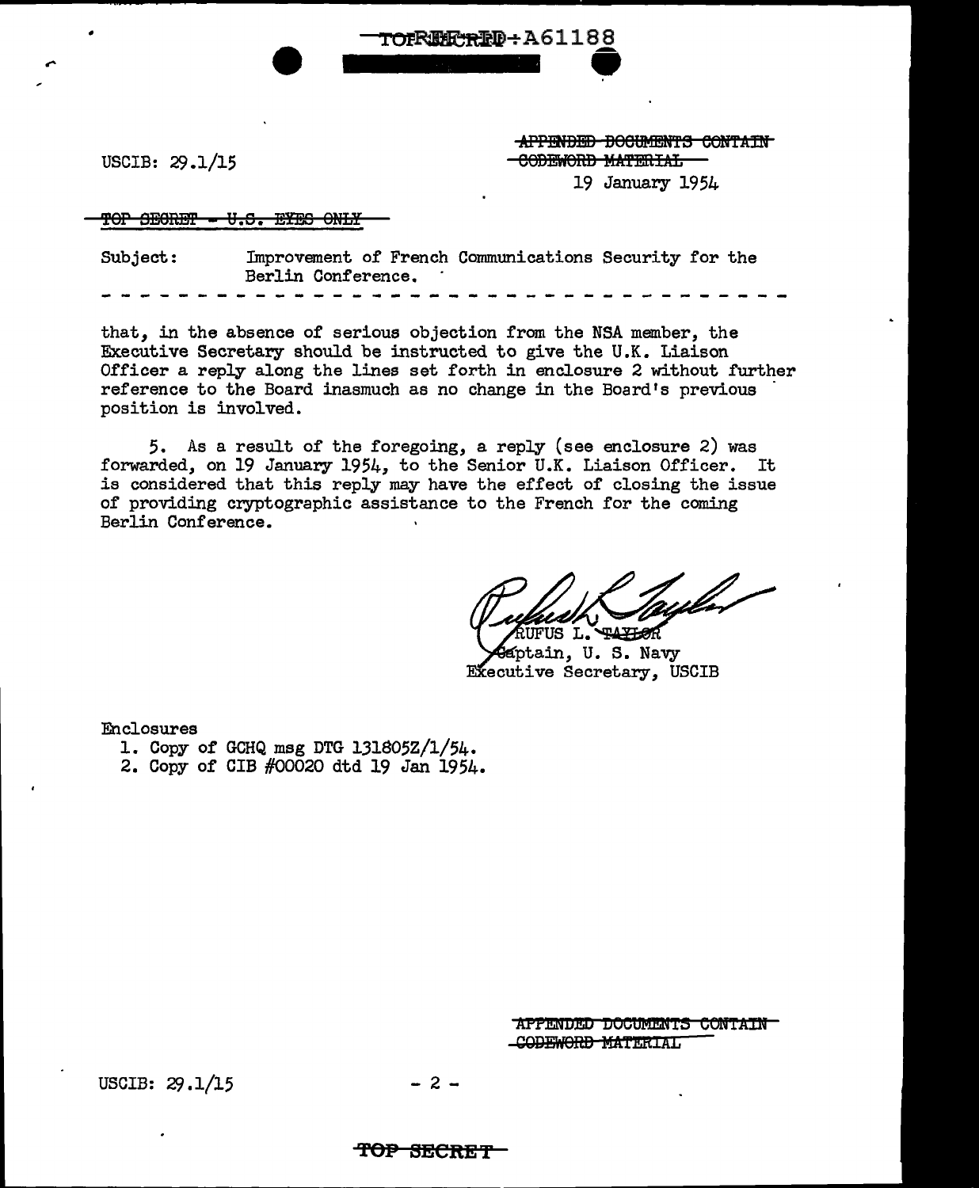USCIB: 29.1/15

~~APPENDED DOCUMENTS CONTAIN CODEWORD MATERIAL~~

19 January 1954

~~TOP SECRET - U.S. EYES ONLY~~

Subject: Improvement of French Communications Security for the Berlin Conference.

- - - - - - - - - - - - - - - - - - - - - - - - - - - - - - - - - - - -

that, in the absence of serious objection from the NSA member, the Executive Secretary should be instructed to give the U.K. Liaison Officer a reply along the lines set forth in enclosure 2 without further reference to the Board inasmuch as no change in the Board's previous position is involved.

5. As a result of the foregoing, a reply (see enclosure 2) was forwarded, on 19 January 1954, to the Senior U.K. Liaison Officer. It is considered that this reply may have the effect of closing the issue of providing cryptographic assistance to the French for the coming Berlin Conference.

RUFUS L. TAYLOR
Captain, U. S. Navy
Executive Secretary, USCIB

Enclosures

1. Copy of GCHQ msg DTG 131805Z/1/54.
2. Copy of CIB #00020 dtd 19 Jan 1954.

~~APPENDED DOCUMENTS CONTAIN CODEWORD MATERIAL~~

USCIB: 29.1/15

~~TOP SECRET~~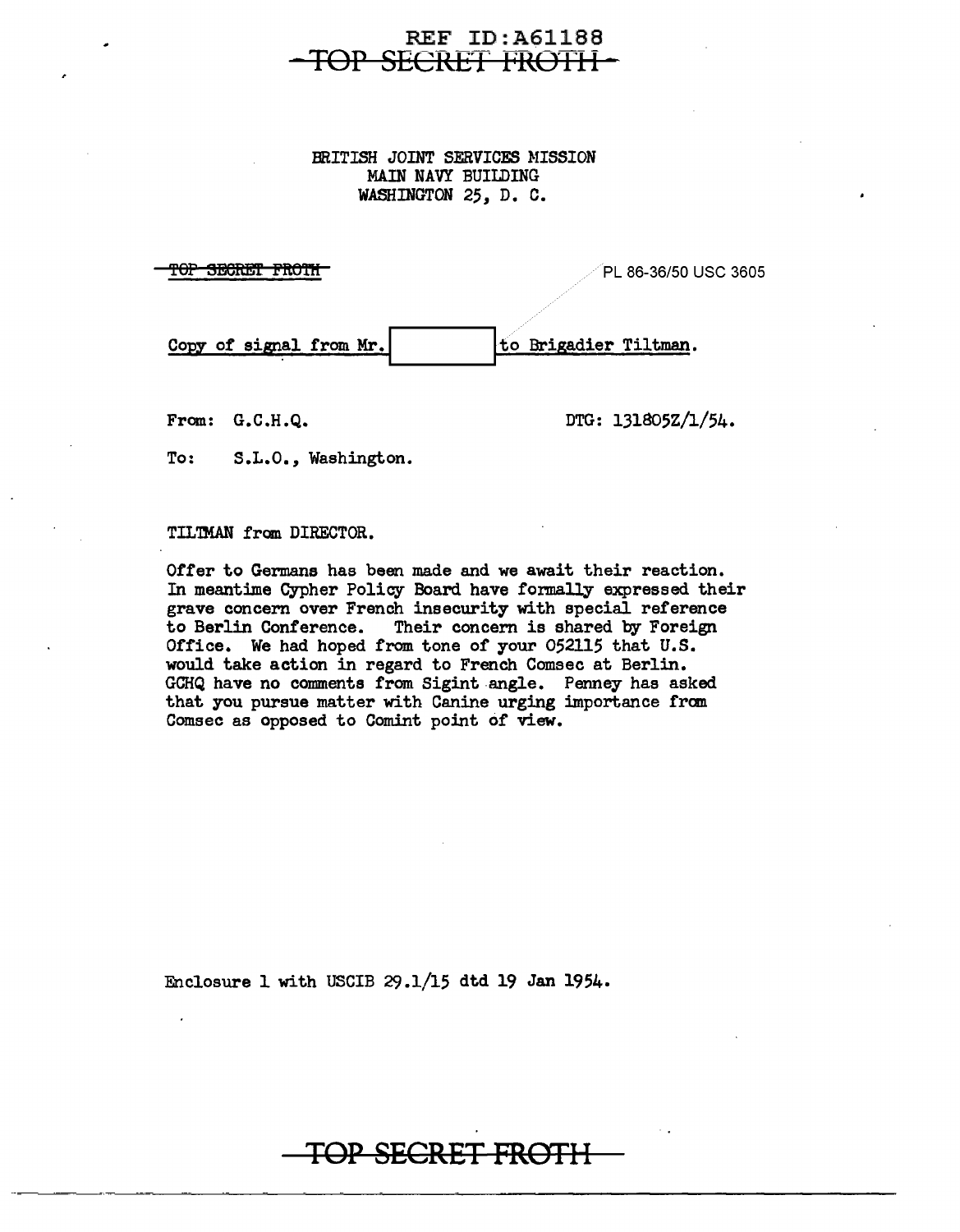REF ID:A61188

~~TOP SECRET FROTH~~

BRITISH JOINT SERVICES MISSION
MAIN NAVY BUILDING
WASHINGTON 25, D. C.

~~TOP SECRET FROTH~~

PL 86-36/50 USC 3605

Copy of signal from Mr. [          ] to Brigadier Tiltman.

From: G.C.H.Q.

DTG: 131805Z/1/54.

To: S.L.O., Washington.

TILTMAN from DIRECTOR.

Offer to Germans has been made and we await their reaction. In meantime Cypher Policy Board have formally expressed their grave concern over French insecurity with special reference to Berlin Conference. Their concern is shared by Foreign Office. We had hoped from tone of your 052115 that U.S. would take action in regard to French Comsec at Berlin. GCHQ have no comments from Sigint angle. Penney has asked that you pursue matter with Canine urging importance from Comsec as opposed to Comint point of view.

Enclosure 1 with USCIB 29.1/15 dtd 19 Jan 1954.

~~TOP SECRET FROTH~~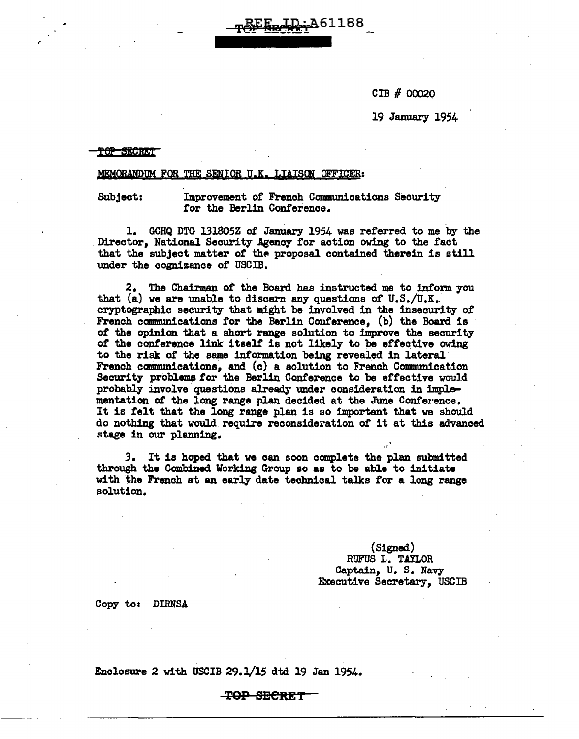REF ID:A61188

TOP SECRET

CIB # 00020

19 January 1954

~~TOP SECRET~~

MEMORANDUM FOR THE SENIOR U.K. LIAISON OFFICER:

Subject: Improvement of French Communications Security for the Berlin Conference.

1. GCHQ DTG 131805Z of January 1954 was referred to me by the Director, National Security Agency for action owing to the fact that the subject matter of the proposal contained therein is still under the cognizance of USCIB.

2. The Chairman of the Board has instructed me to inform you that (a) we are unable to discern any questions of U.S./U.K. cryptographic security that might be involved in the insecurity of French communications for the Berlin Conference, (b) the Board is of the opinion that a short range solution to improve the security of the conference link itself is not likely to be effective owing to the risk of the same information being revealed in lateral French communications, and (c) a solution to French Communication Security problems for the Berlin Conference to be effective would probably involve questions already under consideration in implementation of the long range plan decided at the June Conference. It is felt that the long range plan is so important that we should do nothing that would require reconsideration of it at this advanced stage in our planning.

3. It is hoped that we can soon complete the plan submitted through the Combined Working Group so as to be able to initiate with the French at an early date technical talks for a long range solution.

(Signed)
RUFUS L. TAYLOR
Captain, U. S. Navy
Executive Secretary, USCIB

Copy to: DIRNSA

Enclosure 2 with USCIB 29.1/15 dtd 19 Jan 1954.

~~TOP SECRET~~